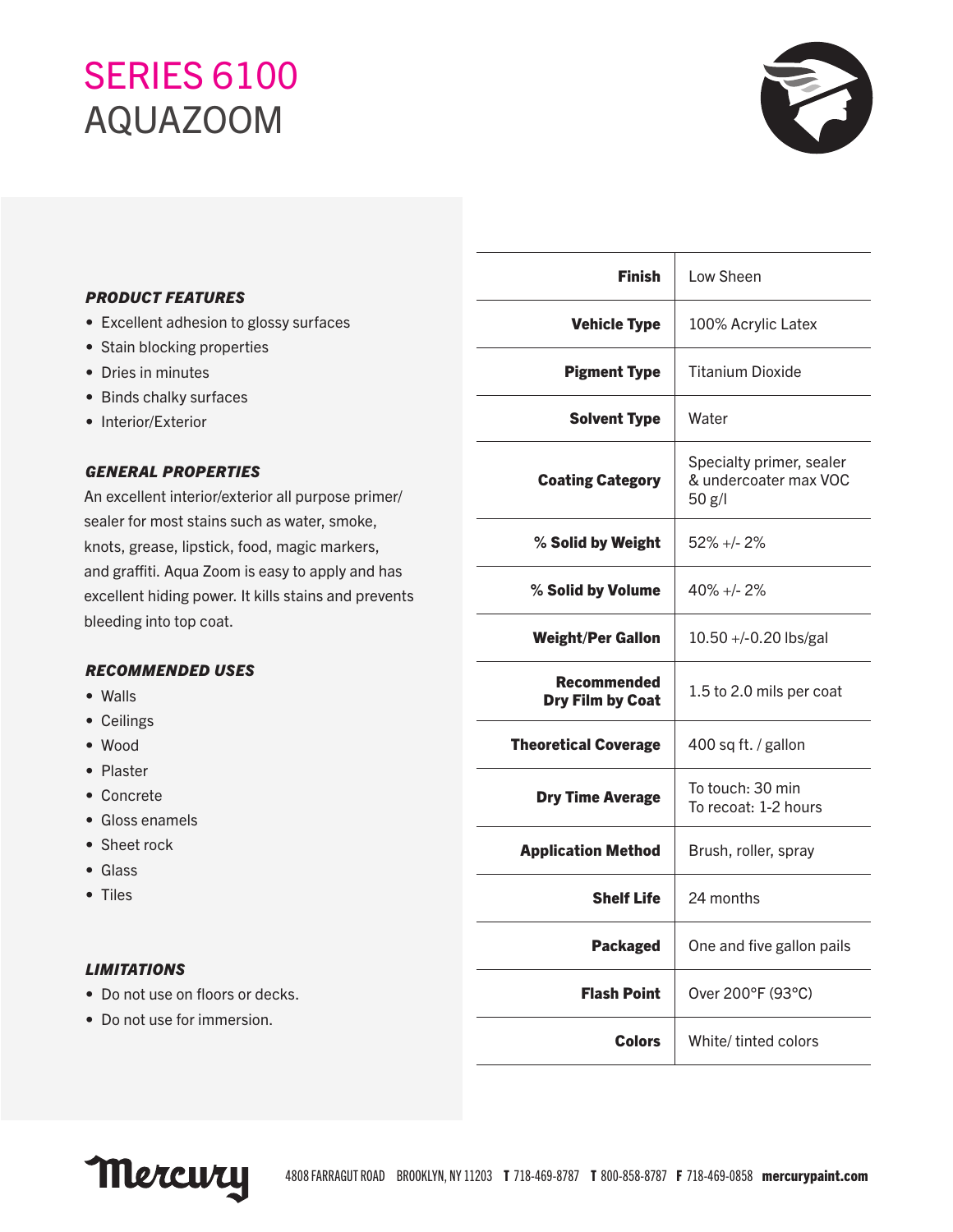# SERIES 6100
# AQUAZOOM

### PRODUCT FEATURES

- Excellent adhesion to glossy surfaces
- Stain blocking properties
- Dries in minutes
- Binds chalky surfaces
- Interior/Exterior

### GENERAL PROPERTIES

An excellent interior/exterior all purpose primer/sealer for most stains such as water, smoke, knots, grease, lipstick, food, magic markers, and graffiti. Aqua Zoom is easy to apply and has excellent hiding power. It kills stains and prevents bleeding into top coat.

### RECOMMENDED USES

- Walls
- Ceilings
- Wood
- Plaster
- Concrete
- Gloss enamels
- Sheet rock
- Glass
- Tiles

### LIMITATIONS

- Do not use on floors or decks.
- Do not use for immersion.

| Property | Value |
|---|---|
| **Finish** | Low Sheen |
| **Vehicle Type** | 100% Acrylic Latex |
| **Pigment Type** | Titanium Dioxide |
| **Solvent Type** | Water |
| **Coating Category** | Specialty primer, sealer & undercoater max VOC 50 g/l |
| **% Solid by Weight** | 52% +/- 2% |
| **% Solid by Volume** | 40% +/- 2% |
| **Weight/Per Gallon** | 10.50 +/-0.20 lbs/gal |
| **Recommended Dry Film by Coat** | 1.5 to 2.0 mils per coat |
| **Theoretical Coverage** | 400 sq ft. / gallon |
| **Dry Time Average** | To touch: 30 min<br>To recoat: 1-2 hours |
| **Application Method** | Brush, roller, spray |
| **Shelf Life** | 24 months |
| **Packaged** | One and five gallon pails |
| **Flash Point** | Over 200°F (93°C) |
| **Colors** | White/ tinted colors |

Mercury 4808 FARRAGUT ROAD BROOKLYN, NY 11203 **T** 718-469-8787 **T** 800-858-8787 **F** 718-469-0858 **mercurypaint.com**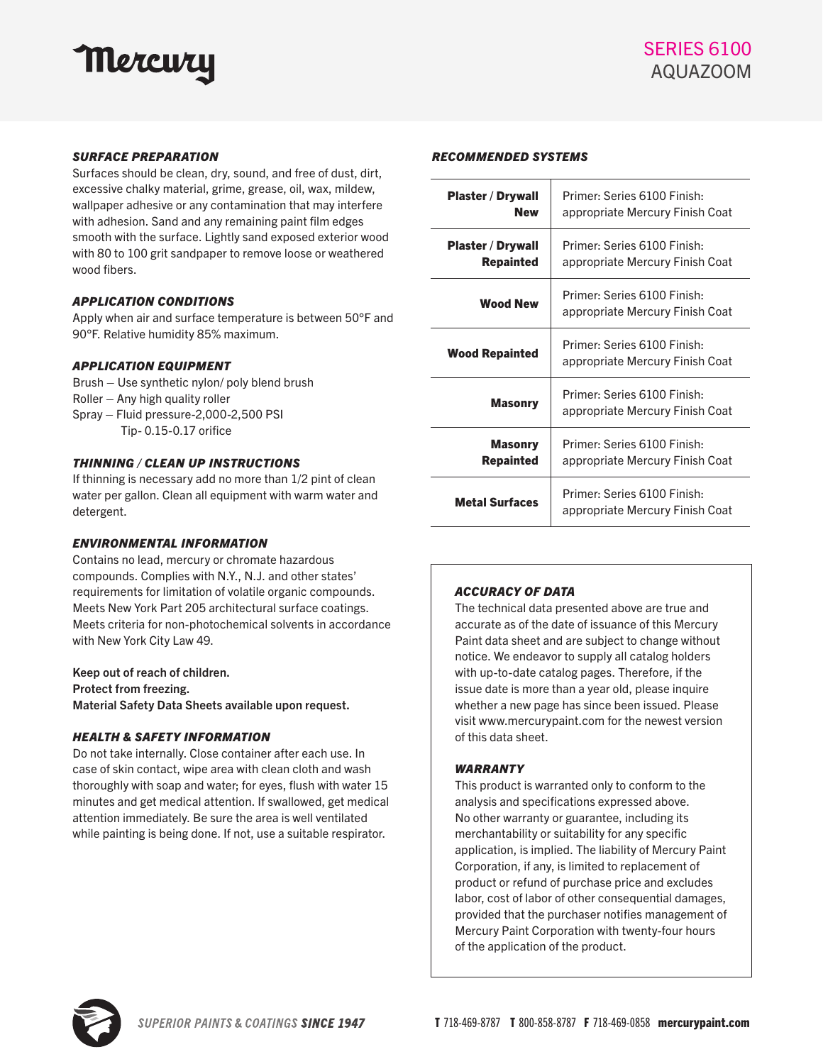# SERIES 6100
## AQUAZOOM

### *SURFACE PREPARATION*

Surfaces should be clean, dry, sound, and free of dust, dirt, excessive chalky material, grime, grease, oil, wax, mildew, wallpaper adhesive or any contamination that may interfere with adhesion. Sand and any remaining paint film edges smooth with the surface. Lightly sand exposed exterior wood with 80 to 100 grit sandpaper to remove loose or weathered wood fibers.

### *APPLICATION CONDITIONS*

Apply when air and surface temperature is between 50°F and 90°F. Relative humidity 85% maximum.

### *APPLICATION EQUIPMENT*

Brush – Use synthetic nylon/ poly blend brush
Roller – Any high quality roller
Spray – Fluid pressure-2,000-2,500 PSI
Tip- 0.15-0.17 orifice

### *THINNING / CLEAN UP INSTRUCTIONS*

If thinning is necessary add no more than 1/2 pint of clean water per gallon. Clean all equipment with warm water and detergent.

### *ENVIRONMENTAL INFORMATION*

Contains no lead, mercury or chromate hazardous compounds. Complies with N.Y., N.J. and other states' requirements for limitation of volatile organic compounds. Meets New York Part 205 architectural surface coatings. Meets criteria for non-photochemical solvents in accordance with New York City Law 49.

**Keep out of reach of children.**
**Protect from freezing.**
**Material Safety Data Sheets available upon request.**

### *HEALTH & SAFETY INFORMATION*

Do not take internally. Close container after each use. In case of skin contact, wipe area with clean cloth and wash thoroughly with soap and water; for eyes, flush with water 15 minutes and get medical attention. If swallowed, get medical attention immediately. Be sure the area is well ventilated while painting is being done. If not, use a suitable respirator.

### *RECOMMENDED SYSTEMS*

| | |
|---|---|
| **Plaster / Drywall New** | Primer: Series 6100 Finish: appropriate Mercury Finish Coat |
| **Plaster / Drywall Repainted** | Primer: Series 6100 Finish: appropriate Mercury Finish Coat |
| **Wood New** | Primer: Series 6100 Finish: appropriate Mercury Finish Coat |
| **Wood Repainted** | Primer: Series 6100 Finish: appropriate Mercury Finish Coat |
| **Masonry** | Primer: Series 6100 Finish: appropriate Mercury Finish Coat |
| **Masonry Repainted** | Primer: Series 6100 Finish: appropriate Mercury Finish Coat |
| **Metal Surfaces** | Primer: Series 6100 Finish: appropriate Mercury Finish Coat |

### *ACCURACY OF DATA*

The technical data presented above are true and accurate as of the date of issuance of this Mercury Paint data sheet and are subject to change without notice. We endeavor to supply all catalog holders with up-to-date catalog pages. Therefore, if the issue date is more than a year old, please inquire whether a new page has since been issued. Please visit www.mercurypaint.com for the newest version of this data sheet.

### *WARRANTY*

This product is warranted only to conform to the analysis and specifications expressed above. No other warranty or guarantee, including its merchantability or suitability for any specific application, is implied. The liability of Mercury Paint Corporation, if any, is limited to replacement of product or refund of purchase price and excludes labor, cost of labor of other consequential damages, provided that the purchaser notifies management of Mercury Paint Corporation with twenty-four hours of the application of the product.

*SUPERIOR PAINTS & COATINGS* ***SINCE 1947***

**T** 718-469-8787 **T** 800-858-8787 **F** 718-469-0858 **mercurypaint.com**